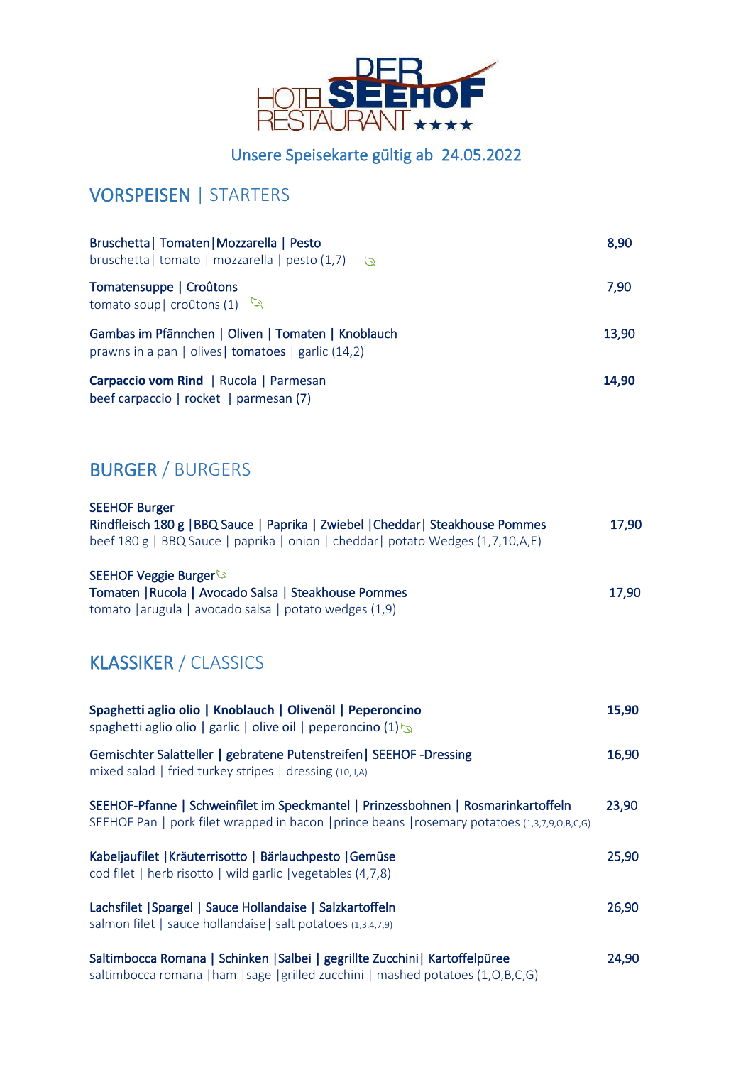# DER HOTEL SEEHOF RESTAURANT ★★★★

Unsere Speisekarte gültig ab 24.05.2022

## VORSPEISEN | STARTERS

| | |
|---|---|
| Bruschetta\| Tomaten\|Mozzarella \| Pesto<br>bruschetta\| tomato \| mozzarella \| pesto (1,7) | 8,90 |
| Tomatensuppe \| Croûtons<br>tomato soup\| croûtons (1) | 7,90 |
| Gambas im Pfännchen \| Oliven \| Tomaten \| Knoblauch<br>prawns in a pan \| olives\| tomatoes \| garlic (14,2) | 13,90 |
| **Carpaccio vom Rind** \| Rucola \| Parmesan<br>beef carpaccio \| rocket \| parmesan (7) | **14,90** |

## BURGER / BURGERS

| | |
|---|---|
| SEEHOF Burger<br>Rindfleisch 180 g \|BBQ Sauce \| Paprika \| Zwiebel \|Cheddar\| Steakhouse Pommes<br>beef 180 g \| BBQ Sauce \| paprika \| onion \| cheddar\| potato Wedges (1,7,10,A,E) | 17,90 |
| SEEHOF Veggie Burger<br>Tomaten \|Rucola \| Avocado Salsa \| Steakhouse Pommes<br>tomato \|arugula \| avocado salsa \| potato wedges (1,9) | 17,90 |

## KLASSIKER / CLASSICS

| | |
|---|---|
| **Spaghetti aglio olio \| Knoblauch \| Olivenöl \| Peperoncino**<br>spaghetti aglio olio \| garlic \| olive oil \| peperoncino (1) | **15,90** |
| Gemischter Salatteller \| gebratene Putenstreifen\| SEEHOF -Dressing<br>mixed salad \| fried turkey stripes \| dressing (10, I,A) | 16,90 |
| SEEHOF-Pfanne \| Schweinfilet im Speckmantel \| Prinzessbohnen \| Rosmarinkartoffeln<br>SEEHOF Pan \| pork filet wrapped in bacon \|prince beans \|rosemary potatoes (1,3,7,9,O,B,C,G) | 23,90 |
| Kabeljaufilet \|Kräuterrisotto \| Bärlauchpesto \|Gemüse<br>cod filet \| herb risotto \| wild garlic \|vegetables (4,7,8) | 25,90 |
| Lachsfilet \|Spargel \| Sauce Hollandaise \| Salzkartoffeln<br>salmon filet \| sauce hollandaise\| salt potatoes (1,3,4,7,9) | 26,90 |
| Saltimbocca Romana \| Schinken \|Salbei \| gegrillte Zucchini\| Kartoffelpüree<br>saltimbocca romana \|ham \|sage \|grilled zucchini \| mashed potatoes (1,O,B,C,G) | 24,90 |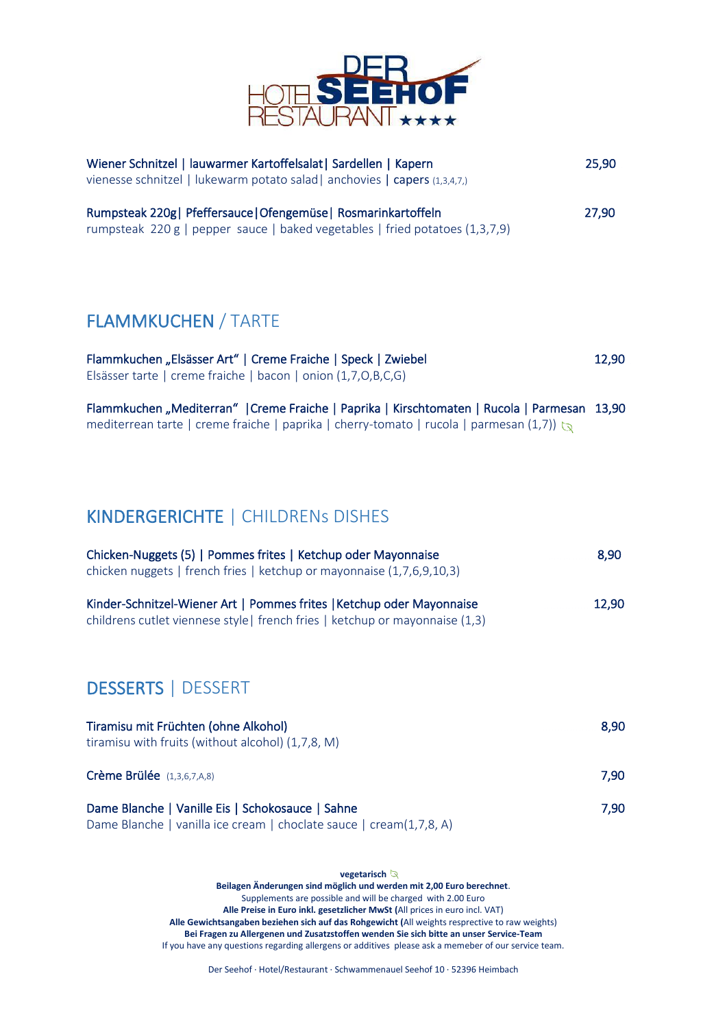# DER HOTEL SEEHOF RESTAURANT ★★★★

**Wiener Schnitzel | lauwarmer Kartoffelsalat| Sardellen | Kapern** 25,90
vienesse schnitzel | lukewarm potato salad| anchovies | capers (1,3,4,7,)

**Rumpsteak 220g| Pfeffersauce|Ofengemüse| Rosmarinkartoffeln** 27,90
rumpsteak 220 g | pepper sauce | baked vegetables | fried potatoes (1,3,7,9)

## FLAMMKUCHEN / TARTE

**Flammkuchen „Elsässer Art" | Creme Fraiche | Speck | Zwiebel** 12,90
Elsässer tarte | creme fraiche | bacon | onion (1,7,O,B,C,G)

**Flammkuchen „Mediterran" |Creme Fraiche | Paprika | Kirschtomaten | Rucola | Parmesan** 13,90
mediterrean tarte | creme fraiche | paprika | cherry-tomato | rucola | parmesan (1,7))

## KINDERGERICHTE | CHILDRENs DISHES

**Chicken-Nuggets (5) | Pommes frites | Ketchup oder Mayonnaise** 8,90
chicken nuggets | french fries | ketchup or mayonnaise (1,7,6,9,10,3)

**Kinder-Schnitzel-Wiener Art | Pommes frites |Ketchup oder Mayonnaise** 12,90
childrens cutlet viennese style| french fries | ketchup or mayonnaise (1,3)

## DESSERTS | DESSERT

**Tiramisu mit Früchten (ohne Alkohol)** 8,90
tiramisu with fruits (without alcohol) (1,7,8, M)

**Crème Brülée** (1,3,6,7,A,8) 7,90

**Dame Blanche | Vanille Eis | Schokosauce | Sahne** 7,90
Dame Blanche | vanilla ice cream | choclate sauce | cream(1,7,8, A)

**vegetarisch**
**Beilagen Änderungen sind möglich und werden mit 2,00 Euro berechnet.**
Supplements are possible and will be charged with 2.00 Euro
**Alle Preise in Euro inkl. gesetzlicher MwSt (**All prices in euro incl. VAT)
**Alle Gewichtsangaben beziehen sich auf das Rohgewicht (**All weights resprective to raw weights)
**Bei Fragen zu Allergenen und Zusatzstoffen wenden Sie sich bitte an unser Service-Team**
If you have any questions regarding allergens or additives please ask a memeber of our service team.

Der Seehof · Hotel/Restaurant · Schwammenauel Seehof 10 · 52396 Heimbach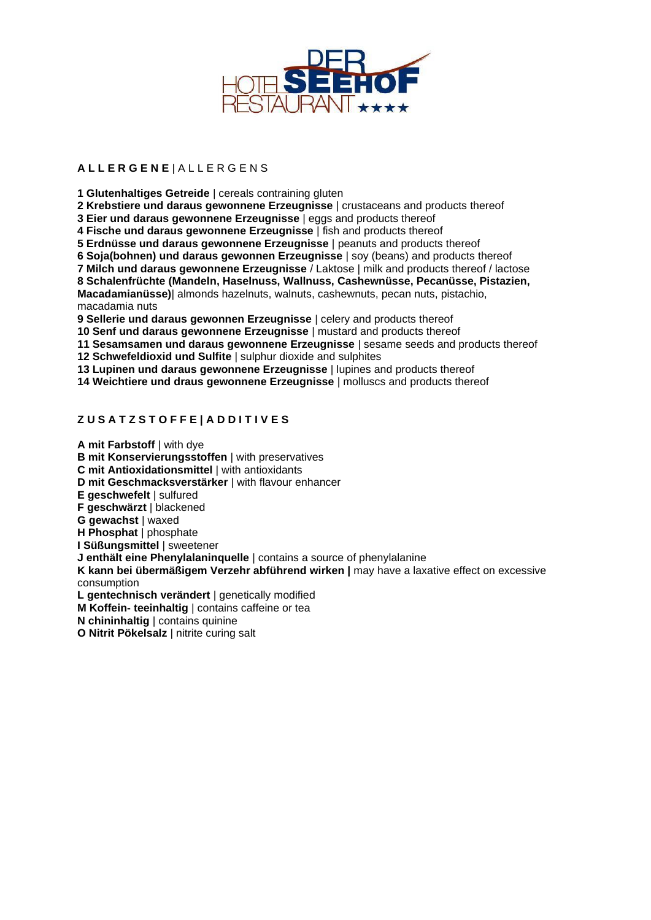HOTEL DER SEEHOF RESTAURANT ★★★★

## **A L L E R G E N E** | A L L E R G E N S

**1 Glutenhaltiges Getreide** | cereals contraining gluten
**2 Krebstiere und daraus gewonnene Erzeugnisse** | crustaceans and products thereof
**3 Eier und daraus gewonnene Erzeugnisse** | eggs and products thereof
**4 Fische und daraus gewonnene Erzeugnisse** | fish and products thereof
**5 Erdnüsse und daraus gewonnene Erzeugnisse** | peanuts and products thereof
**6 Soja(bohnen) und daraus gewonnen Erzeugnisse** | soy (beans) and products thereof
**7 Milch und daraus gewonnene Erzeugnisse** / Laktose | milk and products thereof / lactose
**8 Schalenfrüchte (Mandeln, Haselnuss, Wallnuss, Cashewnüsse, Pecanüsse, Pistazien, Macadamianüsse)**| almonds hazelnuts, walnuts, cashewnuts, pecan nuts, pistachio, macadamia nuts
**9 Sellerie und daraus gewonnen Erzeugnisse** | celery and products thereof
**10 Senf und daraus gewonnene Erzeugnisse** | mustard and products thereof
**11 Sesamsamen und daraus gewonnene Erzeugnisse** | sesame seeds and products thereof
**12 Schwefeldioxid und Sulfite** | sulphur dioxide and sulphites
**13 Lupinen und daraus gewonnene Erzeugnisse** | lupines and products thereof
**14 Weichtiere und draus gewonnene Erzeugnisse** | molluscs and products thereof

## **Z U S A T Z S T O F F E | A D D I T I V E S**

**A mit Farbstoff** | with dye
**B mit Konservierungsstoffen** | with preservatives
**C mit Antioxidationsmittel** | with antioxidants
**D mit Geschmacksverstärker** | with flavour enhancer
**E geschwefelt** | sulfured
**F geschwärzt** | blackened
**G gewachst** | waxed
**H Phosphat** | phosphate
**I Süßungsmittel** | sweetener
**J enthält eine Phenylalaninquelle** | contains a source of phenylalanine
**K kann bei übermäßigem Verzehr abführend wirken |** may have a laxative effect on excessive consumption
**L gentechnisch verändert** | genetically modified
**M Koffein- teeinhaltig** | contains caffeine or tea
**N chininhaltig** | contains quinine
**O Nitrit Pökelsalz** | nitrite curing salt